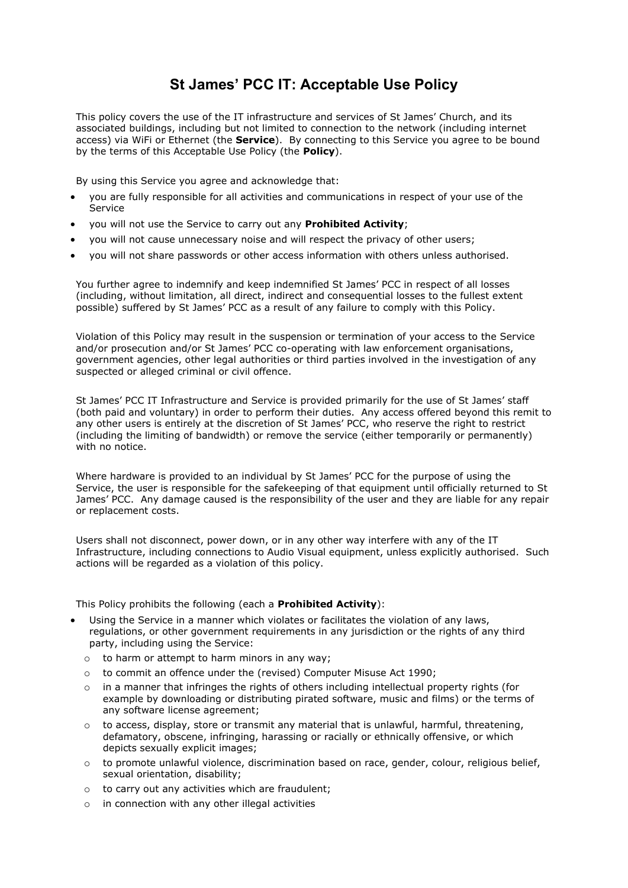# St James' PCC IT: Acceptable Use Policy

This policy covers the use of the IT infrastructure and services of St James' Church, and its associated buildings, including but not limited to connection to the network (including internet access) via WiFi or Ethernet (the **Service**). By connecting to this Service you agree to be bound by the terms of this Acceptable Use Policy (the **Policy**).

By using this Service you agree and acknowledge that:

- you are fully responsible for all activities and communications in respect of your use of the Service
- you will not use the Service to carry out any **Prohibited Activity**;
- you will not cause unnecessary noise and will respect the privacy of other users;
- you will not share passwords or other access information with others unless authorised.

You further agree to indemnify and keep indemnified St James' PCC in respect of all losses (including, without limitation, all direct, indirect and consequential losses to the fullest extent possible) suffered by St James' PCC as a result of any failure to comply with this Policy.

Violation of this Policy may result in the suspension or termination of your access to the Service and/or prosecution and/or St James' PCC co-operating with law enforcement organisations, government agencies, other legal authorities or third parties involved in the investigation of any suspected or alleged criminal or civil offence.

St James' PCC IT Infrastructure and Service is provided primarily for the use of St James' staff (both paid and voluntary) in order to perform their duties. Any access offered beyond this remit to any other users is entirely at the discretion of St James' PCC, who reserve the right to restrict (including the limiting of bandwidth) or remove the service (either temporarily or permanently) with no notice.

Where hardware is provided to an individual by St James' PCC for the purpose of using the Service, the user is responsible for the safekeeping of that equipment until officially returned to St James' PCC. Any damage caused is the responsibility of the user and they are liable for any repair or replacement costs.

Users shall not disconnect, power down, or in any other way interfere with any of the IT Infrastructure, including connections to Audio Visual equipment, unless explicitly authorised. Such actions will be regarded as a violation of this policy.

This Policy prohibits the following (each a **Prohibited Activity**):

- Using the Service in a manner which violates or facilitates the violation of any laws, regulations, or other government requirements in any jurisdiction or the rights of any third party, including using the Service:
  - to harm or attempt to harm minors in any way;
  - to commit an offence under the (revised) Computer Misuse Act 1990;
  - in a manner that infringes the rights of others including intellectual property rights (for example by downloading or distributing pirated software, music and films) or the terms of any software license agreement;
  - to access, display, store or transmit any material that is unlawful, harmful, threatening, defamatory, obscene, infringing, harassing or racially or ethnically offensive, or which depicts sexually explicit images;
  - to promote unlawful violence, discrimination based on race, gender, colour, religious belief, sexual orientation, disability;
  - to carry out any activities which are fraudulent;
  - in connection with any other illegal activities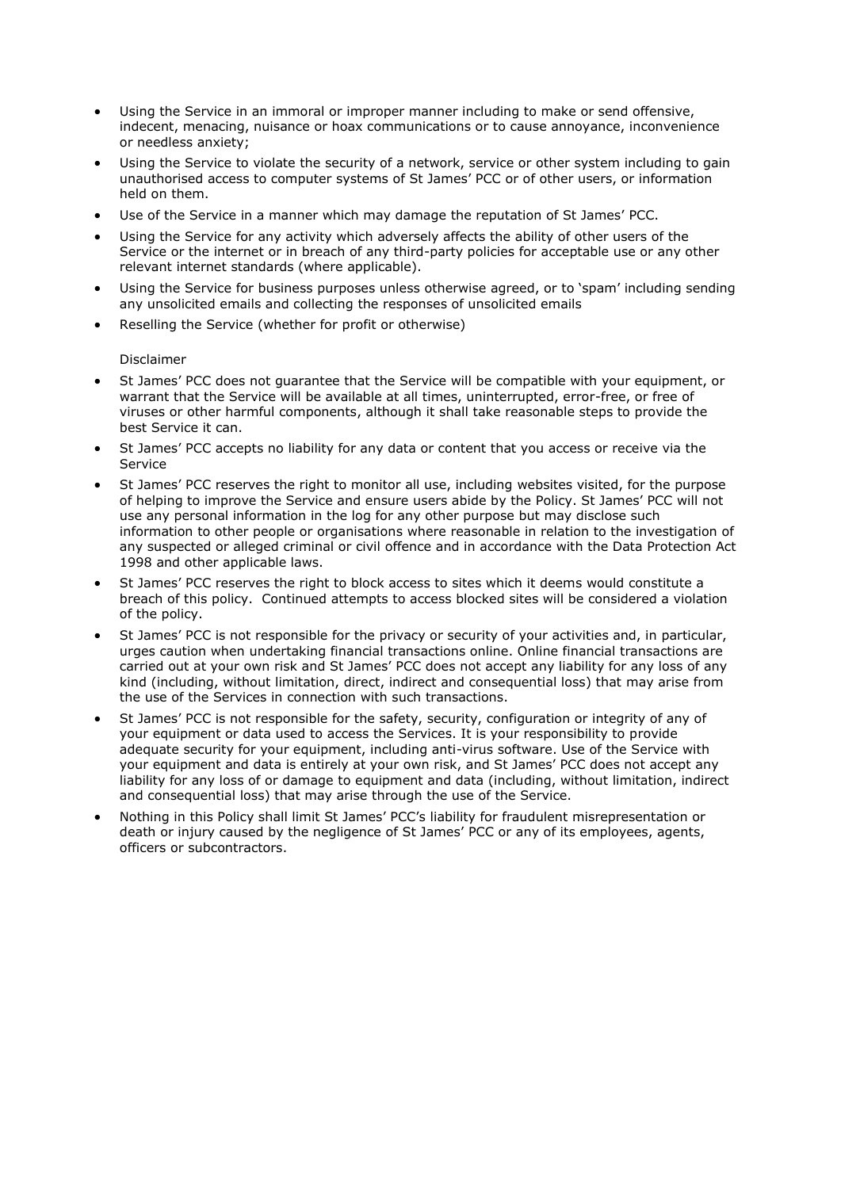- Using the Service in an immoral or improper manner including to make or send offensive, indecent, menacing, nuisance or hoax communications or to cause annoyance, inconvenience or needless anxiety;
- Using the Service to violate the security of a network, service or other system including to gain unauthorised access to computer systems of St James' PCC or of other users, or information held on them.
- Use of the Service in a manner which may damage the reputation of St James' PCC.
- Using the Service for any activity which adversely affects the ability of other users of the Service or the internet or in breach of any third-party policies for acceptable use or any other relevant internet standards (where applicable).
- Using the Service for business purposes unless otherwise agreed, or to 'spam' including sending any unsolicited emails and collecting the responses of unsolicited emails
- Reselling the Service (whether for profit or otherwise)

Disclaimer

- St James' PCC does not guarantee that the Service will be compatible with your equipment, or warrant that the Service will be available at all times, uninterrupted, error-free, or free of viruses or other harmful components, although it shall take reasonable steps to provide the best Service it can.
- St James' PCC accepts no liability for any data or content that you access or receive via the Service
- St James' PCC reserves the right to monitor all use, including websites visited, for the purpose of helping to improve the Service and ensure users abide by the Policy. St James' PCC will not use any personal information in the log for any other purpose but may disclose such information to other people or organisations where reasonable in relation to the investigation of any suspected or alleged criminal or civil offence and in accordance with the Data Protection Act 1998 and other applicable laws.
- St James' PCC reserves the right to block access to sites which it deems would constitute a breach of this policy. Continued attempts to access blocked sites will be considered a violation of the policy.
- St James' PCC is not responsible for the privacy or security of your activities and, in particular, urges caution when undertaking financial transactions online. Online financial transactions are carried out at your own risk and St James' PCC does not accept any liability for any loss of any kind (including, without limitation, direct, indirect and consequential loss) that may arise from the use of the Services in connection with such transactions.
- St James' PCC is not responsible for the safety, security, configuration or integrity of any of your equipment or data used to access the Services. It is your responsibility to provide adequate security for your equipment, including anti-virus software. Use of the Service with your equipment and data is entirely at your own risk, and St James' PCC does not accept any liability for any loss of or damage to equipment and data (including, without limitation, indirect and consequential loss) that may arise through the use of the Service.
- Nothing in this Policy shall limit St James' PCC's liability for fraudulent misrepresentation or death or injury caused by the negligence of St James' PCC or any of its employees, agents, officers or subcontractors.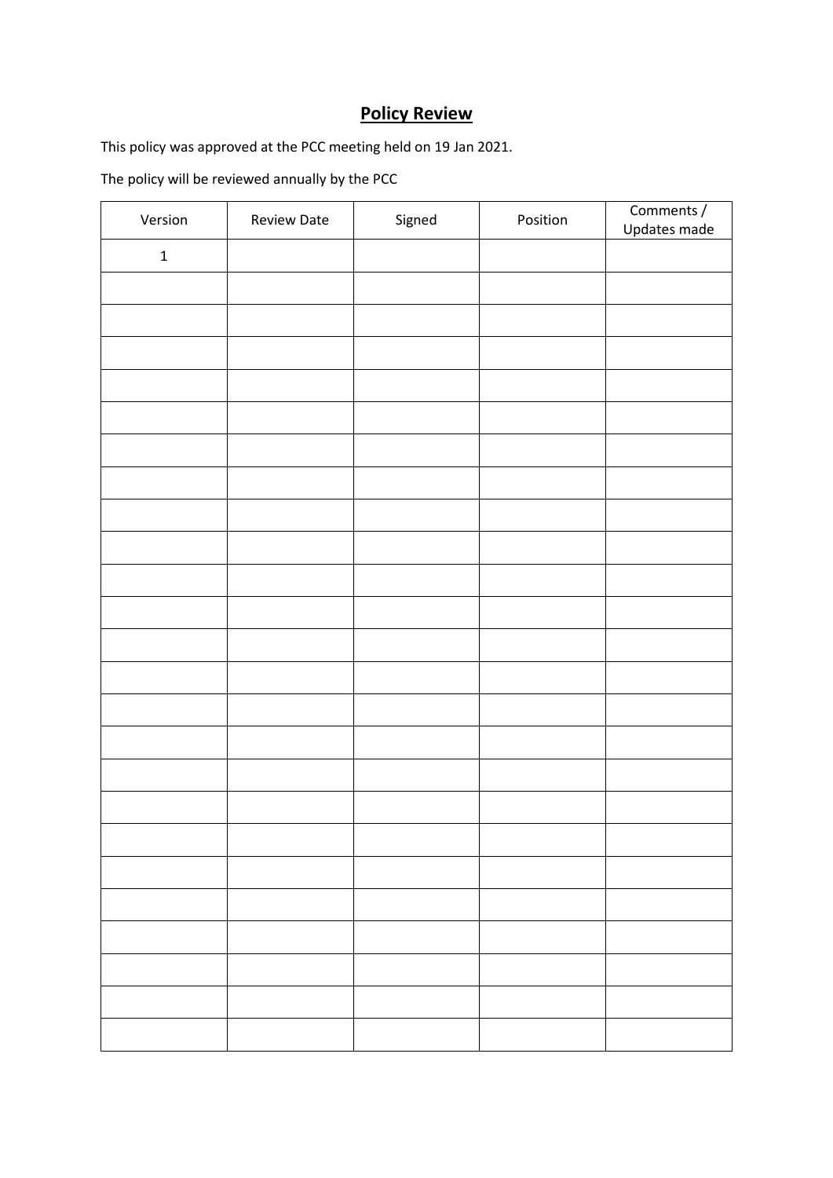## **Policy Review**

This policy was approved at the PCC meeting held on 19 Jan 2021.

The policy will be reviewed annually by the PCC

| Version | Review Date | Signed | Position | Comments / Updates made |
|---|---|---|---|---|
| 1 | | | | |
| | | | | |
| | | | | |
| | | | | |
| | | | | |
| | | | | |
| | | | | |
| | | | | |
| | | | | |
| | | | | |
| | | | | |
| | | | | |
| | | | | |
| | | | | |
| | | | | |
| | | | | |
| | | | | |
| | | | | |
| | | | | |
| | | | | |
| | | | | |
| | | | | |
| | | | | |
| | | | | |
| | | | | |